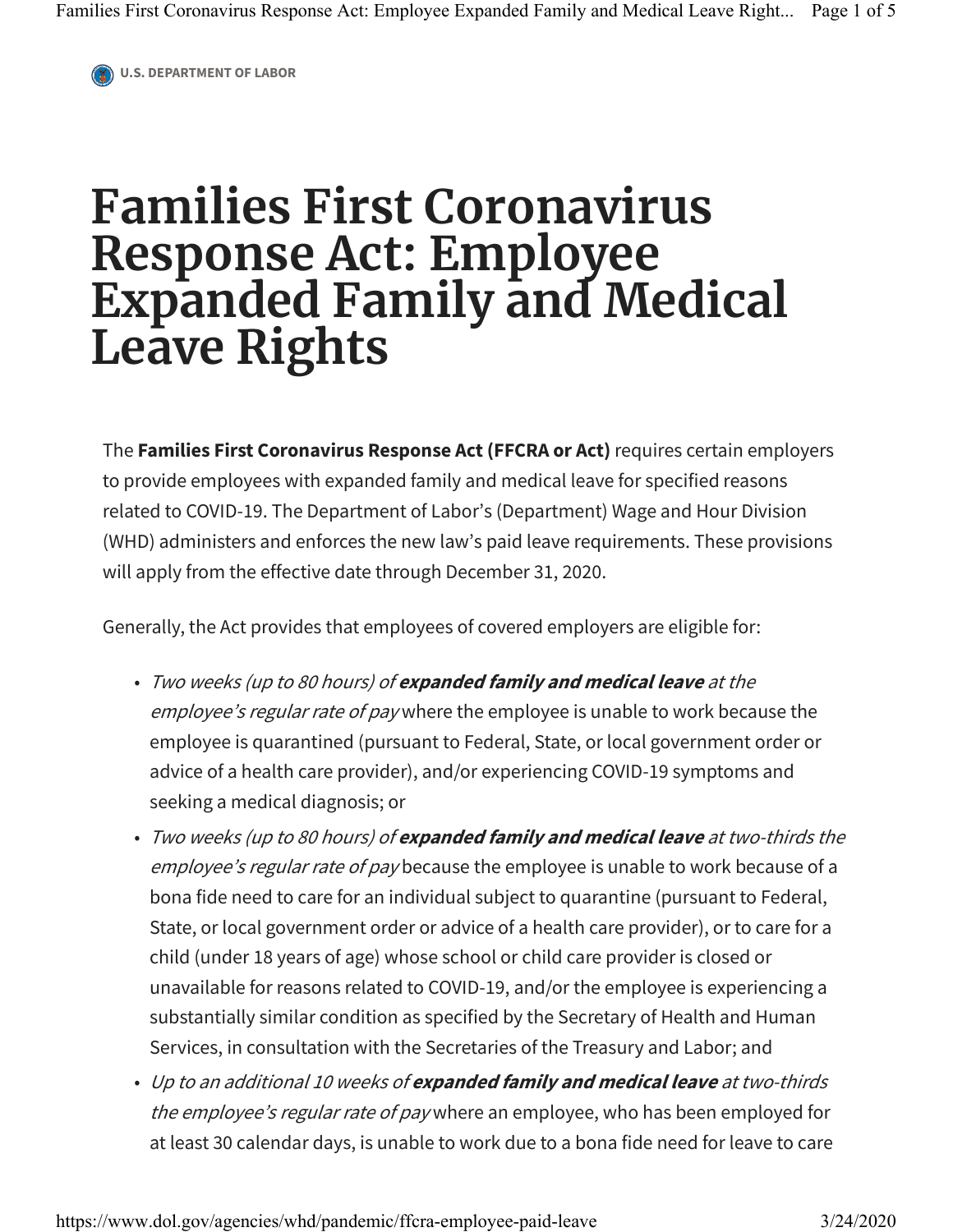U.S. DEPARTMENT OF LABOR

# Families First Coronavirus Response Act: Employee Expanded Family and Medical Leave Rights

The **Families First Coronavirus Response Act (FFCRA or Act)** requires certain employers to provide employees with expanded family and medical leave for specified reasons related to COVID-19. The Department of Labor's (Department) Wage and Hour Division (WHD) administers and enforces the new law's paid leave requirements. These provisions will apply from the effective date through December 31, 2020.

Generally, the Act provides that employees of covered employers are eligible for:

- *Two weeks (up to 80 hours) of* ***expanded family and medical leave*** *at the employee's regular rate of pay* where the employee is unable to work because the employee is quarantined (pursuant to Federal, State, or local government order or advice of a health care provider), and/or experiencing COVID-19 symptoms and seeking a medical diagnosis; or
- *Two weeks (up to 80 hours) of* ***expanded family and medical leave*** *at two-thirds the employee's regular rate of pay* because the employee is unable to work because of a bona fide need to care for an individual subject to quarantine (pursuant to Federal, State, or local government order or advice of a health care provider), or to care for a child (under 18 years of age) whose school or child care provider is closed or unavailable for reasons related to COVID-19, and/or the employee is experiencing a substantially similar condition as specified by the Secretary of Health and Human Services, in consultation with the Secretaries of the Treasury and Labor; and
- *Up to an additional 10 weeks of* ***expanded family and medical leave*** *at two-thirds the employee's regular rate of pay* where an employee, who has been employed for at least 30 calendar days, is unable to work due to a bona fide need for leave to care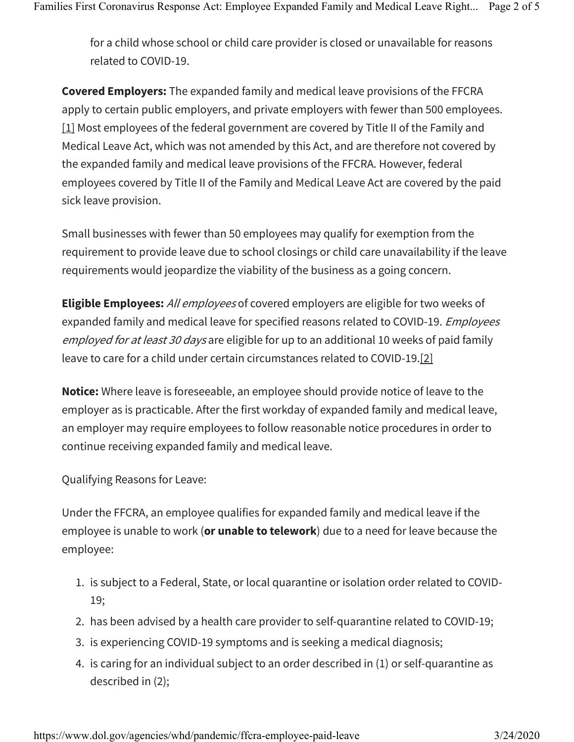for a child whose school or child care provider is closed or unavailable for reasons related to COVID-19.

**Covered Employers:** The expanded family and medical leave provisions of the FFCRA apply to certain public employers, and private employers with fewer than 500 employees. [1] Most employees of the federal government are covered by Title II of the Family and Medical Leave Act, which was not amended by this Act, and are therefore not covered by the expanded family and medical leave provisions of the FFCRA. However, federal employees covered by Title II of the Family and Medical Leave Act are covered by the paid sick leave provision.

Small businesses with fewer than 50 employees may qualify for exemption from the requirement to provide leave due to school closings or child care unavailability if the leave requirements would jeopardize the viability of the business as a going concern.

**Eligible Employees:** *All employees* of covered employers are eligible for two weeks of expanded family and medical leave for specified reasons related to COVID-19. *Employees employed for at least 30 days* are eligible for up to an additional 10 weeks of paid family leave to care for a child under certain circumstances related to COVID-19.[2]

**Notice:** Where leave is foreseeable, an employee should provide notice of leave to the employer as is practicable. After the first workday of expanded family and medical leave, an employer may require employees to follow reasonable notice procedures in order to continue receiving expanded family and medical leave.

Qualifying Reasons for Leave:

Under the FFCRA, an employee qualifies for expanded family and medical leave if the employee is unable to work (**or unable to telework**) due to a need for leave because the employee:

1. is subject to a Federal, State, or local quarantine or isolation order related to COVID-19;
2. has been advised by a health care provider to self-quarantine related to COVID-19;
3. is experiencing COVID-19 symptoms and is seeking a medical diagnosis;
4. is caring for an individual subject to an order described in (1) or self-quarantine as described in (2);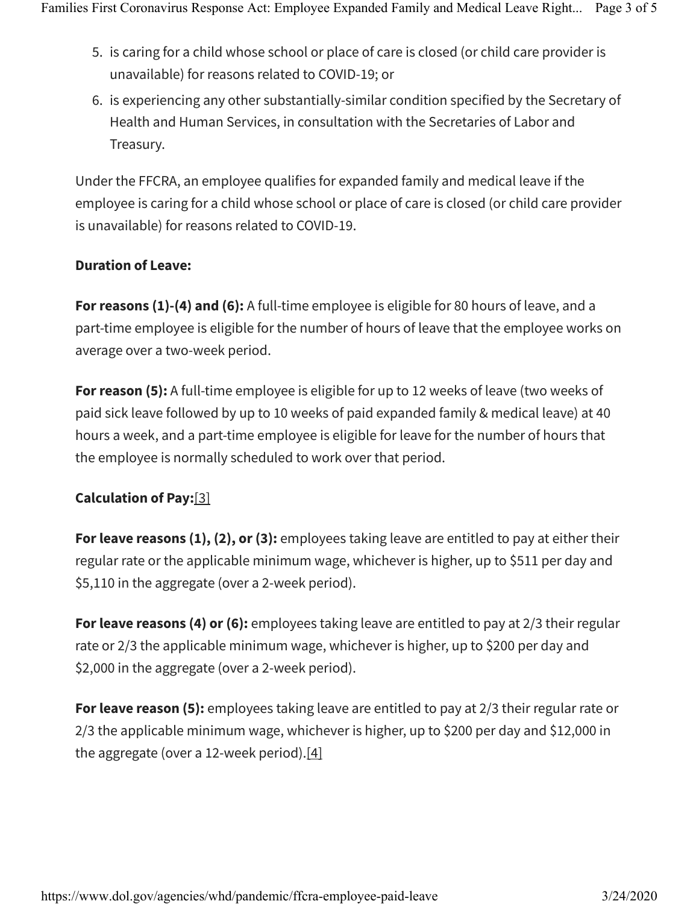5. is caring for a child whose school or place of care is closed (or child care provider is unavailable) for reasons related to COVID-19; or
6. is experiencing any other substantially-similar condition specified by the Secretary of Health and Human Services, in consultation with the Secretaries of Labor and Treasury.

Under the FFCRA, an employee qualifies for expanded family and medical leave if the employee is caring for a child whose school or place of care is closed (or child care provider is unavailable) for reasons related to COVID-19.

**Duration of Leave:**

**For reasons (1)-(4) and (6):** A full-time employee is eligible for 80 hours of leave, and a part-time employee is eligible for the number of hours of leave that the employee works on average over a two-week period.

**For reason (5):** A full-time employee is eligible for up to 12 weeks of leave (two weeks of paid sick leave followed by up to 10 weeks of paid expanded family & medical leave) at 40 hours a week, and a part-time employee is eligible for leave for the number of hours that the employee is normally scheduled to work over that period.

**Calculation of Pay:**[3]

**For leave reasons (1), (2), or (3):** employees taking leave are entitled to pay at either their regular rate or the applicable minimum wage, whichever is higher, up to $511 per day and $5,110 in the aggregate (over a 2-week period).

**For leave reasons (4) or (6):** employees taking leave are entitled to pay at 2/3 their regular rate or 2/3 the applicable minimum wage, whichever is higher, up to $200 per day and $2,000 in the aggregate (over a 2-week period).

**For leave reason (5):** employees taking leave are entitled to pay at 2/3 their regular rate or 2/3 the applicable minimum wage, whichever is higher, up to $200 per day and $12,000 in the aggregate (over a 12-week period).[4]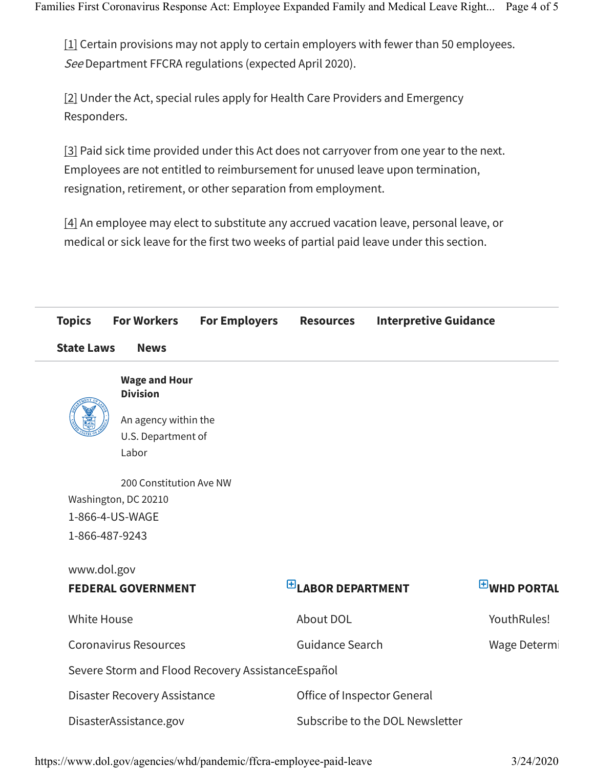[1] Certain provisions may not apply to certain employers with fewer than 50 employees. *See* Department FFCRA regulations (expected April 2020).

[2] Under the Act, special rules apply for Health Care Providers and Emergency Responders.

[3] Paid sick time provided under this Act does not carryover from one year to the next. Employees are not entitled to reimbursement for unused leave upon termination, resignation, retirement, or other separation from employment.

[4] An employee may elect to substitute any accrued vacation leave, personal leave, or medical or sick leave for the first two weeks of partial paid leave under this section.

---

**Topics** **For Workers** **For Employers** **Resources** **Interpretive Guidance** **State Laws** **News**

---

**Wage and Hour Division**

An agency within the U.S. Department of Labor

200 Constitution Ave NW
Washington, DC 20210
1-866-4-US-WAGE
1-866-487-9243

www.dol.gov

**FEDERAL GOVERNMENT**

White House

Coronavirus Resources

Severe Storm and Flood Recovery Assistance

Disaster Recovery Assistance

DisasterAssistance.gov

**LABOR DEPARTMENT**

About DOL

Guidance Search

Español

Office of Inspector General

Subscribe to the DOL Newsletter

**WHD PORTAL**

YouthRules!

Wage Determi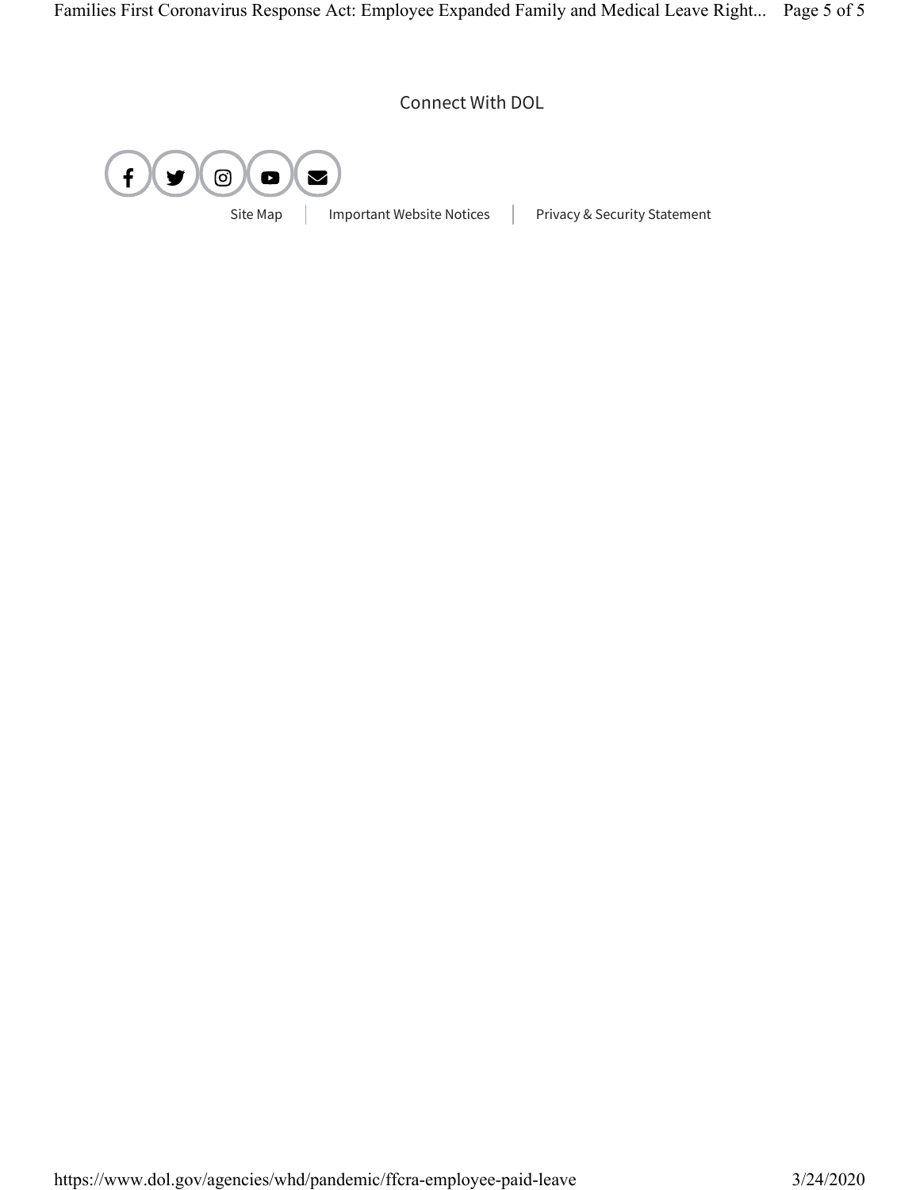Connect With DOL

Site Map | Important Website Notices | Privacy & Security Statement